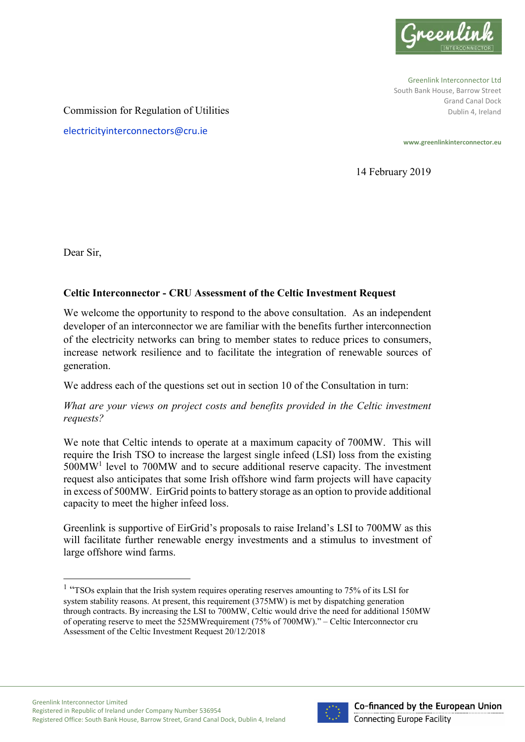Greenlink Interconnector Ltd
South Bank House, Barrow Street
Grand Canal Dock
Dublin 4, Ireland

www.greenlinkinterconnector.eu

Commission for Regulation of Utilities

electricityinterconnectors@cru.ie

14 February 2019

Dear Sir,

**Celtic Interconnector - CRU Assessment of the Celtic Investment Request**

We welcome the opportunity to respond to the above consultation. As an independent developer of an interconnector we are familiar with the benefits further interconnection of the electricity networks can bring to member states to reduce prices to consumers, increase network resilience and to facilitate the integration of renewable sources of generation.

We address each of the questions set out in section 10 of the Consultation in turn:

*What are your views on project costs and benefits provided in the Celtic investment requests?*

We note that Celtic intends to operate at a maximum capacity of 700MW. This will require the Irish TSO to increase the largest single infeed (LSI) loss from the existing 500MW[1] level to 700MW and to secure additional reserve capacity. The investment request also anticipates that some Irish offshore wind farm projects will have capacity in excess of 500MW. EirGrid points to battery storage as an option to provide additional capacity to meet the higher infeed loss.

Greenlink is supportive of EirGrid's proposals to raise Ireland's LSI to 700MW as this will facilitate further renewable energy investments and a stimulus to investment of large offshore wind farms.

---

[1] "TSOs explain that the Irish system requires operating reserves amounting to 75% of its LSI for system stability reasons. At present, this requirement (375MW) is met by dispatching generation through contracts. By increasing the LSI to 700MW, Celtic would drive the need for additional 150MW of operating reserve to meet the 525MWrequirement (75% of 700MW)." – Celtic Interconnector cru Assessment of the Celtic Investment Request 20/12/2018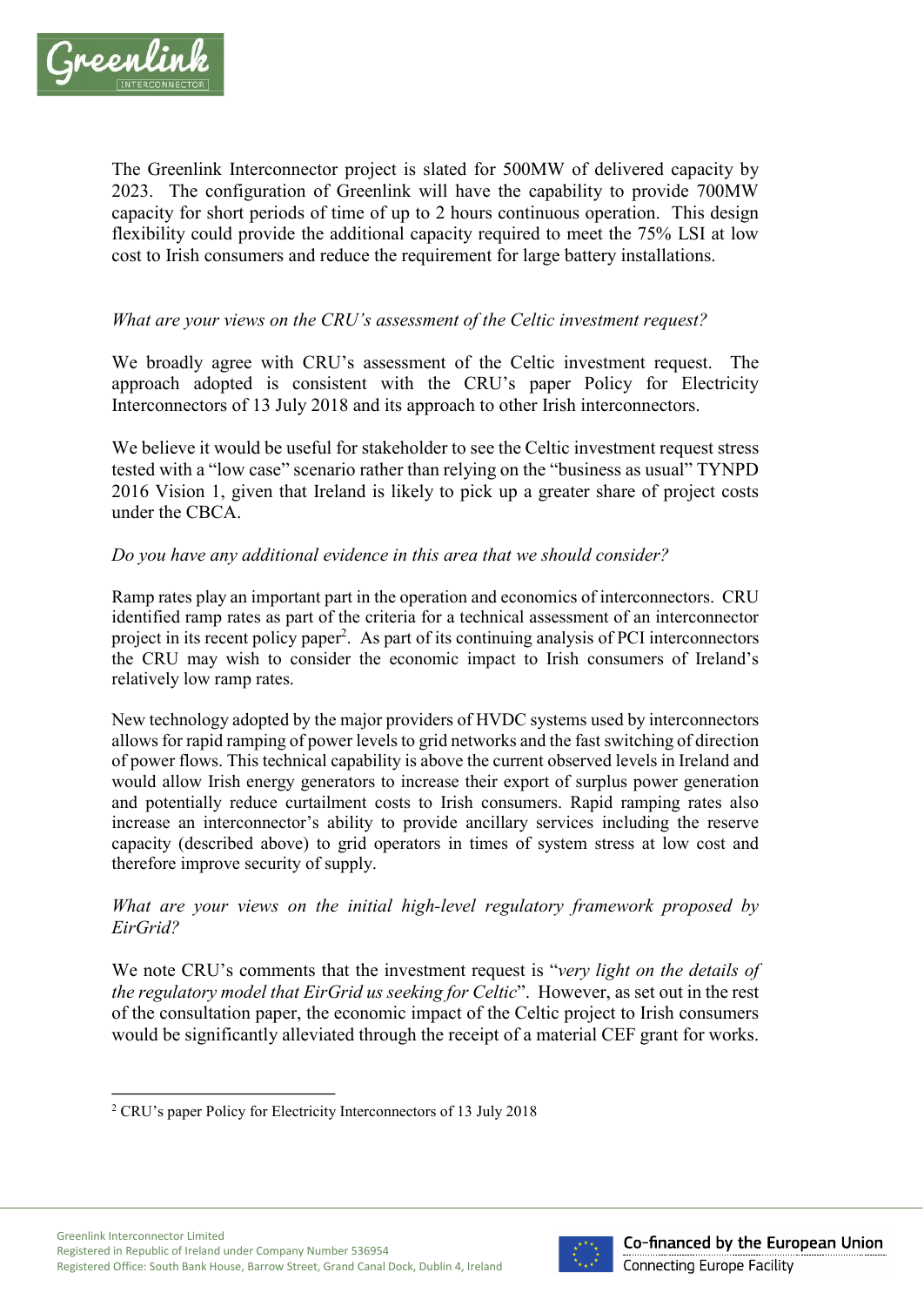The Greenlink Interconnector project is slated for 500MW of delivered capacity by 2023. The configuration of Greenlink will have the capability to provide 700MW capacity for short periods of time of up to 2 hours continuous operation. This design flexibility could provide the additional capacity required to meet the 75% LSI at low cost to Irish consumers and reduce the requirement for large battery installations.

*What are your views on the CRU's assessment of the Celtic investment request?*

We broadly agree with CRU's assessment of the Celtic investment request. The approach adopted is consistent with the CRU's paper Policy for Electricity Interconnectors of 13 July 2018 and its approach to other Irish interconnectors.

We believe it would be useful for stakeholder to see the Celtic investment request stress tested with a "low case" scenario rather than relying on the "business as usual" TYNPD 2016 Vision 1, given that Ireland is likely to pick up a greater share of project costs under the CBCA.

*Do you have any additional evidence in this area that we should consider?*

Ramp rates play an important part in the operation and economics of interconnectors. CRU identified ramp rates as part of the criteria for a technical assessment of an interconnector project in its recent policy paper[2]. As part of its continuing analysis of PCI interconnectors the CRU may wish to consider the economic impact to Irish consumers of Ireland's relatively low ramp rates.

New technology adopted by the major providers of HVDC systems used by interconnectors allows for rapid ramping of power levels to grid networks and the fast switching of direction of power flows. This technical capability is above the current observed levels in Ireland and would allow Irish energy generators to increase their export of surplus power generation and potentially reduce curtailment costs to Irish consumers. Rapid ramping rates also increase an interconnector's ability to provide ancillary services including the reserve capacity (described above) to grid operators in times of system stress at low cost and therefore improve security of supply.

*What are your views on the initial high-level regulatory framework proposed by EirGrid?*

We note CRU's comments that the investment request is "*very light on the details of the regulatory model that EirGrid us seeking for Celtic*". However, as set out in the rest of the consultation paper, the economic impact of the Celtic project to Irish consumers would be significantly alleviated through the receipt of a material CEF grant for works.

[2] CRU's paper Policy for Electricity Interconnectors of 13 July 2018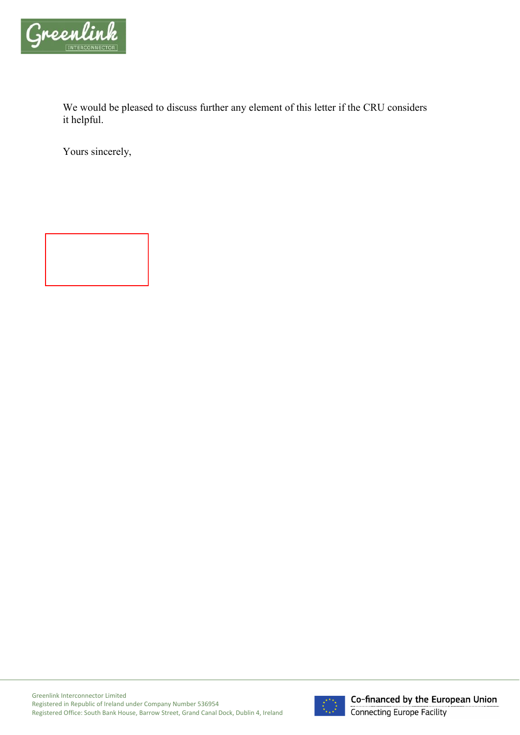We would be pleased to discuss further any element of this letter if the CRU considers it helpful.

Yours sincerely,